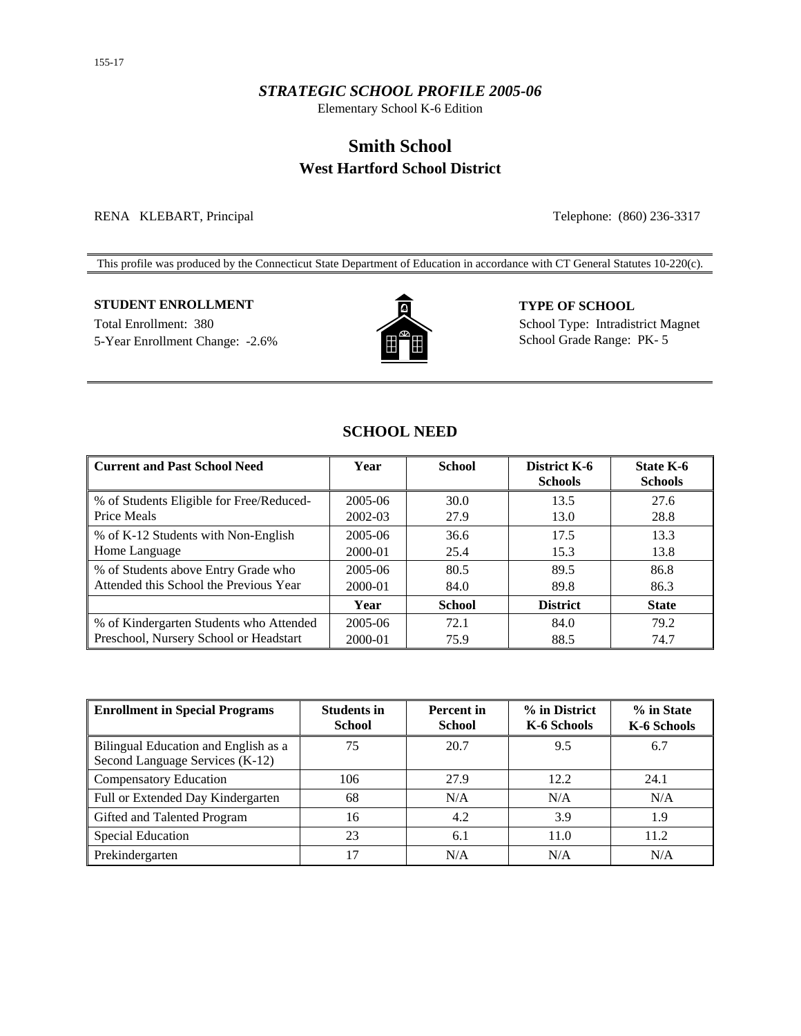*STRATEGIC SCHOOL PROFILE 2005-06*

Elementary School K-6 Edition

# Smith School

## West Hartford School District

RENA KLEBART, Principal

Telephone: (860) 236-3317

This profile was produced by the Connecticut State Department of Education in accordance with CT General Statutes 10-220(c).

**STUDENT ENROLLMENT**

Total Enrollment: 380

5-Year Enrollment Change: -2.6%

**TYPE OF SCHOOL**

School Type: Intradistrict Magnet

School Grade Range: PK- 5

## SCHOOL NEED

| Current and Past School Need | Year | School | District K-6 Schools | State K-6 Schools |
|---|---|---|---|---|
| % of Students Eligible for Free/Reduced-Price Meals | 2005-06 | 30.0 | 13.5 | 27.6 |
| | 2002-03 | 27.9 | 13.0 | 28.8 |
| % of K-12 Students with Non-English Home Language | 2005-06 | 36.6 | 17.5 | 13.3 |
| | 2000-01 | 25.4 | 15.3 | 13.8 |
| % of Students above Entry Grade who Attended this School the Previous Year | 2005-06 | 80.5 | 89.5 | 86.8 |
| | 2000-01 | 84.0 | 89.8 | 86.3 |
| | **Year** | **School** | **District** | **State** |
| % of Kindergarten Students who Attended Preschool, Nursery School or Headstart | 2005-06 | 72.1 | 84.0 | 79.2 |
| | 2000-01 | 75.9 | 88.5 | 74.7 |

| Enrollment in Special Programs | Students in School | Percent in School | % in District K-6 Schools | % in State K-6 Schools |
|---|---|---|---|---|
| Bilingual Education and English as a Second Language Services (K-12) | 75 | 20.7 | 9.5 | 6.7 |
| Compensatory Education | 106 | 27.9 | 12.2 | 24.1 |
| Full or Extended Day Kindergarten | 68 | N/A | N/A | N/A |
| Gifted and Talented Program | 16 | 4.2 | 3.9 | 1.9 |
| Special Education | 23 | 6.1 | 11.0 | 11.2 |
| Prekindergarten | 17 | N/A | N/A | N/A |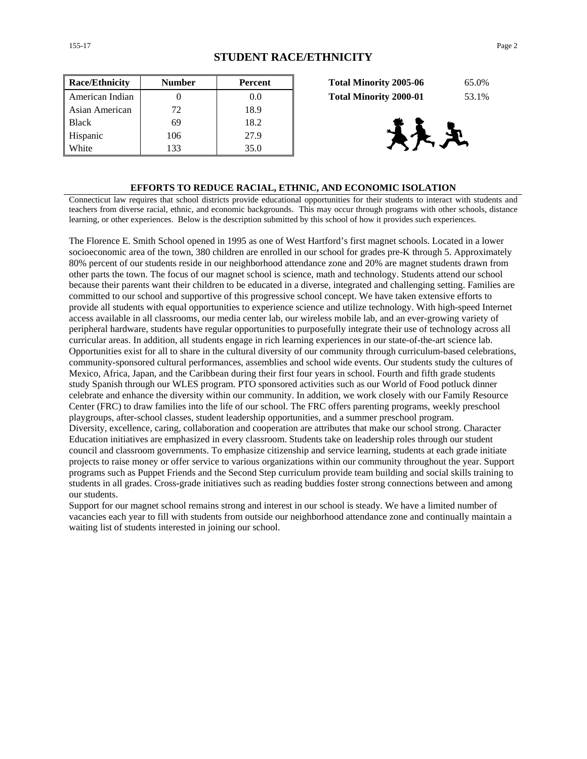## STUDENT RACE/ETHNICITY

| Race/Ethnicity | Number | Percent |
|---|---|---|
| American Indian | 0 | 0.0 |
| Asian American | 72 | 18.9 |
| Black | 69 | 18.2 |
| Hispanic | 106 | 27.9 |
| White | 133 | 35.0 |

| | |
|---|---|
| **Total Minority 2005-06** | 65.0% |
| **Total Minority 2000-01** | 53.1% |

### EFFORTS TO REDUCE RACIAL, ETHNIC, AND ECONOMIC ISOLATION

Connecticut law requires that school districts provide educational opportunities for their students to interact with students and teachers from diverse racial, ethnic, and economic backgrounds. This may occur through programs with other schools, distance learning, or other experiences. Below is the description submitted by this school of how it provides such experiences.

The Florence E. Smith School opened in 1995 as one of West Hartford's first magnet schools. Located in a lower socioeconomic area of the town, 380 children are enrolled in our school for grades pre-K through 5. Approximately 80% percent of our students reside in our neighborhood attendance zone and 20% are magnet students drawn from other parts the town. The focus of our magnet school is science, math and technology. Students attend our school because their parents want their children to be educated in a diverse, integrated and challenging setting. Families are committed to our school and supportive of this progressive school concept. We have taken extensive efforts to provide all students with equal opportunities to experience science and utilize technology. With high-speed Internet access available in all classrooms, our media center lab, our wireless mobile lab, and an ever-growing variety of peripheral hardware, students have regular opportunities to purposefully integrate their use of technology across all curricular areas. In addition, all students engage in rich learning experiences in our state-of-the-art science lab. Opportunities exist for all to share in the cultural diversity of our community through curriculum-based celebrations, community-sponsored cultural performances, assemblies and school wide events. Our students study the cultures of Mexico, Africa, Japan, and the Caribbean during their first four years in school. Fourth and fifth grade students study Spanish through our WLES program. PTO sponsored activities such as our World of Food potluck dinner celebrate and enhance the diversity within our community. In addition, we work closely with our Family Resource Center (FRC) to draw families into the life of our school. The FRC offers parenting programs, weekly preschool playgroups, after-school classes, student leadership opportunities, and a summer preschool program.
Diversity, excellence, caring, collaboration and cooperation are attributes that make our school strong. Character Education initiatives are emphasized in every classroom. Students take on leadership roles through our student council and classroom governments. To emphasize citizenship and service learning, students at each grade initiate projects to raise money or offer service to various organizations within our community throughout the year. Support programs such as Puppet Friends and the Second Step curriculum provide team building and social skills training to students in all grades. Cross-grade initiatives such as reading buddies foster strong connections between and among our students.
Support for our magnet school remains strong and interest in our school is steady. We have a limited number of vacancies each year to fill with students from outside our neighborhood attendance zone and continually maintain a waiting list of students interested in joining our school.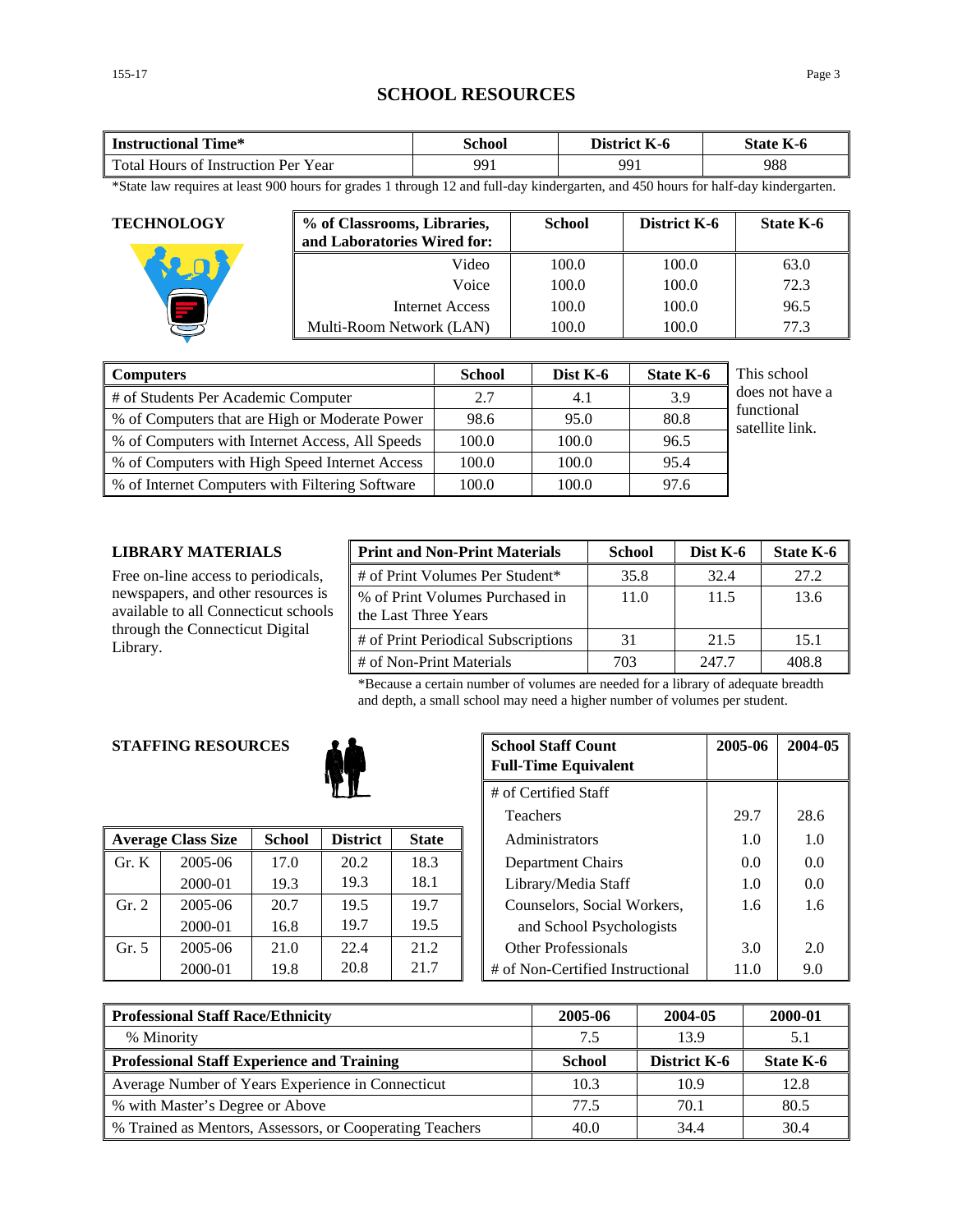# SCHOOL RESOURCES

| Instructional Time* | School | District K-6 | State K-6 |
|---|---|---|---|
| Total Hours of Instruction Per Year | 991 | 991 | 988 |

*State law requires at least 900 hours for grades 1 through 12 and full-day kindergarten, and 450 hours for half-day kindergarten.

## TECHNOLOGY

| % of Classrooms, Libraries, and Laboratories Wired for: | School | District K-6 | State K-6 |
|---|---|---|---|
| Video | 100.0 | 100.0 | 63.0 |
| Voice | 100.0 | 100.0 | 72.3 |
| Internet Access | 100.0 | 100.0 | 96.5 |
| Multi-Room Network (LAN) | 100.0 | 100.0 | 77.3 |

| Computers | School | Dist K-6 | State K-6 |
|---|---|---|---|
| # of Students Per Academic Computer | 2.7 | 4.1 | 3.9 |
| % of Computers that are High or Moderate Power | 98.6 | 95.0 | 80.8 |
| % of Computers with Internet Access, All Speeds | 100.0 | 100.0 | 96.5 |
| % of Computers with High Speed Internet Access | 100.0 | 100.0 | 95.4 |
| % of Internet Computers with Filtering Software | 100.0 | 100.0 | 97.6 |

This school does not have a functional satellite link.

## LIBRARY MATERIALS

Free on-line access to periodicals, newspapers, and other resources is available to all Connecticut schools through the Connecticut Digital Library.

| Print and Non-Print Materials | School | Dist K-6 | State K-6 |
|---|---|---|---|
| # of Print Volumes Per Student* | 35.8 | 32.4 | 27.2 |
| % of Print Volumes Purchased in the Last Three Years | 11.0 | 11.5 | 13.6 |
| # of Print Periodical Subscriptions | 31 | 21.5 | 15.1 |
| # of Non-Print Materials | 703 | 247.7 | 408.8 |

*Because a certain number of volumes are needed for a library of adequate breadth and depth, a small school may need a higher number of volumes per student.

## STAFFING RESOURCES

| Average Class Size | | School | District | State |
|---|---|---|---|---|
| Gr. K | 2005-06 | 17.0 | 20.2 | 18.3 |
| | 2000-01 | 19.3 | 19.3 | 18.1 |
| Gr. 2 | 2005-06 | 20.7 | 19.5 | 19.7 |
| | 2000-01 | 16.8 | 19.7 | 19.5 |
| Gr. 5 | 2005-06 | 21.0 | 22.4 | 21.2 |
| | 2000-01 | 19.8 | 20.8 | 21.7 |

| School Staff Count Full-Time Equivalent | 2005-06 | 2004-05 |
|---|---|---|
| # of Certified Staff | | |
| Teachers | 29.7 | 28.6 |
| Administrators | 1.0 | 1.0 |
| Department Chairs | 0.0 | 0.0 |
| Library/Media Staff | 1.0 | 0.0 |
| Counselors, Social Workers, and School Psychologists | 1.6 | 1.6 |
| Other Professionals | 3.0 | 2.0 |
| # of Non-Certified Instructional | 11.0 | 9.0 |

| Professional Staff Race/Ethnicity | 2005-06 | 2004-05 | 2000-01 |
|---|---|---|---|
| % Minority | 7.5 | 13.9 | 5.1 |
| **Professional Staff Experience and Training** | **School** | **District K-6** | **State K-6** |
| Average Number of Years Experience in Connecticut | 10.3 | 10.9 | 12.8 |
| % with Master's Degree or Above | 77.5 | 70.1 | 80.5 |
| % Trained as Mentors, Assessors, or Cooperating Teachers | 40.0 | 34.4 | 30.4 |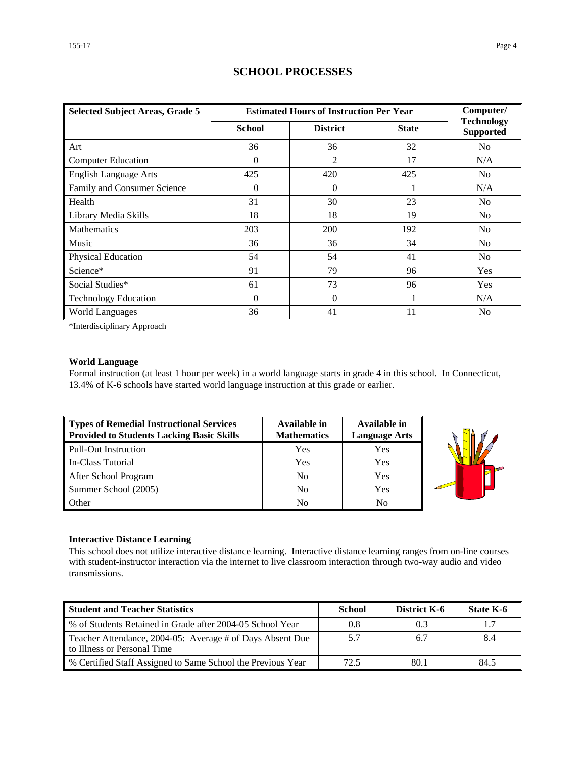# SCHOOL PROCESSES

| Selected Subject Areas, Grade 5 | Estimated Hours of Instruction Per Year | | | Computer/ Technology Supported |
|---|---|---|---|---|
| | School | District | State | |
| Art | 36 | 36 | 32 | No |
| Computer Education | 0 | 2 | 17 | N/A |
| English Language Arts | 425 | 420 | 425 | No |
| Family and Consumer Science | 0 | 0 | 1 | N/A |
| Health | 31 | 30 | 23 | No |
| Library Media Skills | 18 | 18 | 19 | No |
| Mathematics | 203 | 200 | 192 | No |
| Music | 36 | 36 | 34 | No |
| Physical Education | 54 | 54 | 41 | No |
| Science* | 91 | 79 | 96 | Yes |
| Social Studies* | 61 | 73 | 96 | Yes |
| Technology Education | 0 | 0 | 1 | N/A |
| World Languages | 36 | 41 | 11 | No |

*Interdisciplinary Approach

**World Language**

Formal instruction (at least 1 hour per week) in a world language starts in grade 4 in this school. In Connecticut, 13.4% of K-6 schools have started world language instruction at this grade or earlier.

| Types of Remedial Instructional Services Provided to Students Lacking Basic Skills | Available in Mathematics | Available in Language Arts |
|---|---|---|
| Pull-Out Instruction | Yes | Yes |
| In-Class Tutorial | Yes | Yes |
| After School Program | No | Yes |
| Summer School (2005) | No | Yes |
| Other | No | No |

**Interactive Distance Learning**

This school does not utilize interactive distance learning. Interactive distance learning ranges from on-line courses with student-instructor interaction via the internet to live classroom interaction through two-way audio and video transmissions.

| Student and Teacher Statistics | School | District K-6 | State K-6 |
|---|---|---|---|
| % of Students Retained in Grade after 2004-05 School Year | 0.8 | 0.3 | 1.7 |
| Teacher Attendance, 2004-05: Average # of Days Absent Due to Illness or Personal Time | 5.7 | 6.7 | 8.4 |
| % Certified Staff Assigned to Same School the Previous Year | 72.5 | 80.1 | 84.5 |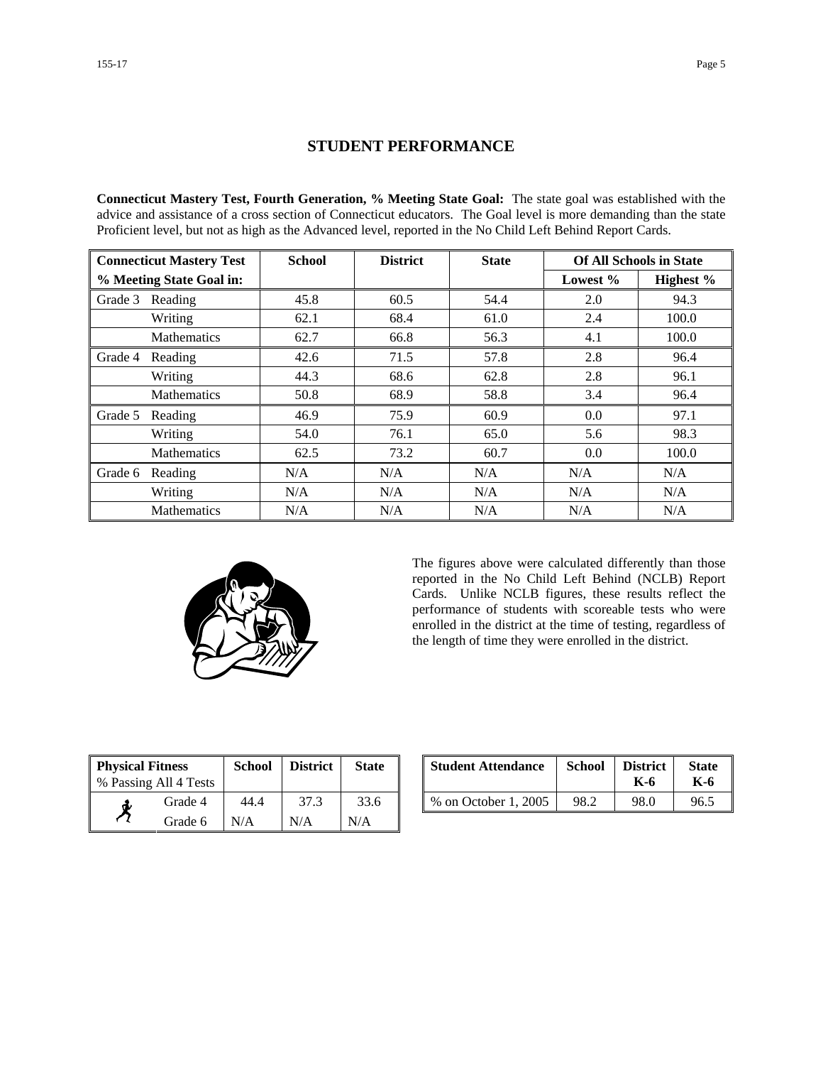## STUDENT PERFORMANCE

**Connecticut Mastery Test, Fourth Generation, % Meeting State Goal:** The state goal was established with the advice and assistance of a cross section of Connecticut educators. The Goal level is more demanding than the state Proficient level, but not as high as the Advanced level, reported in the No Child Left Behind Report Cards.

| Connecticut Mastery Test % Meeting State Goal in: | | School | District | State | Of All Schools in State | |
|---|---|---|---|---|---|---|
| | | | | | Lowest % | Highest % |
| Grade 3 | Reading | 45.8 | 60.5 | 54.4 | 2.0 | 94.3 |
| | Writing | 62.1 | 68.4 | 61.0 | 2.4 | 100.0 |
| | Mathematics | 62.7 | 66.8 | 56.3 | 4.1 | 100.0 |
| Grade 4 | Reading | 42.6 | 71.5 | 57.8 | 2.8 | 96.4 |
| | Writing | 44.3 | 68.6 | 62.8 | 2.8 | 96.1 |
| | Mathematics | 50.8 | 68.9 | 58.8 | 3.4 | 96.4 |
| Grade 5 | Reading | 46.9 | 75.9 | 60.9 | 0.0 | 97.1 |
| | Writing | 54.0 | 76.1 | 65.0 | 5.6 | 98.3 |
| | Mathematics | 62.5 | 73.2 | 60.7 | 0.0 | 100.0 |
| Grade 6 | Reading | N/A | N/A | N/A | N/A | N/A |
| | Writing | N/A | N/A | N/A | N/A | N/A |
| | Mathematics | N/A | N/A | N/A | N/A | N/A |

The figures above were calculated differently than those reported in the No Child Left Behind (NCLB) Report Cards. Unlike NCLB figures, these results reflect the performance of students with scoreable tests who were enrolled in the district at the time of testing, regardless of the length of time they were enrolled in the district.

| Physical Fitness % Passing All 4 Tests | School | District | State |
|---|---|---|---|
| Grade 4 | 44.4 | 37.3 | 33.6 |
| Grade 6 | N/A | N/A | N/A |

| Student Attendance | School | District K-6 | State K-6 |
|---|---|---|---|
| % on October 1, 2005 | 98.2 | 98.0 | 96.5 |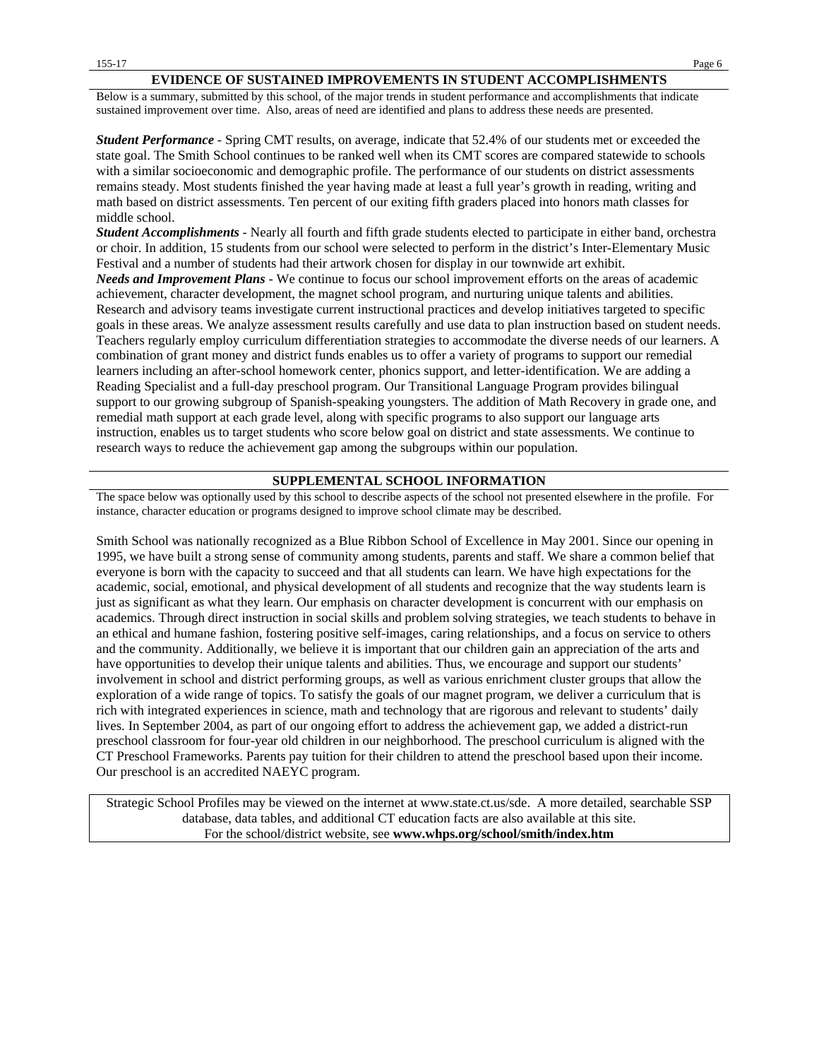## EVIDENCE OF SUSTAINED IMPROVEMENTS IN STUDENT ACCOMPLISHMENTS

Below is a summary, submitted by this school, of the major trends in student performance and accomplishments that indicate sustained improvement over time. Also, areas of need are identified and plans to address these needs are presented.

***Student Performance*** - Spring CMT results, on average, indicate that 52.4% of our students met or exceeded the state goal. The Smith School continues to be ranked well when its CMT scores are compared statewide to schools with a similar socioeconomic and demographic profile. The performance of our students on district assessments remains steady. Most students finished the year having made at least a full year's growth in reading, writing and math based on district assessments. Ten percent of our exiting fifth graders placed into honors math classes for middle school.

***Student Accomplishments*** - Nearly all fourth and fifth grade students elected to participate in either band, orchestra or choir. In addition, 15 students from our school were selected to perform in the district's Inter-Elementary Music Festival and a number of students had their artwork chosen for display in our townwide art exhibit.

***Needs and Improvement Plans*** - We continue to focus our school improvement efforts on the areas of academic achievement, character development, the magnet school program, and nurturing unique talents and abilities. Research and advisory teams investigate current instructional practices and develop initiatives targeted to specific goals in these areas. We analyze assessment results carefully and use data to plan instruction based on student needs. Teachers regularly employ curriculum differentiation strategies to accommodate the diverse needs of our learners. A combination of grant money and district funds enables us to offer a variety of programs to support our remedial learners including an after-school homework center, phonics support, and letter-identification. We are adding a Reading Specialist and a full-day preschool program. Our Transitional Language Program provides bilingual support to our growing subgroup of Spanish-speaking youngsters. The addition of Math Recovery in grade one, and remedial math support at each grade level, along with specific programs to also support our language arts instruction, enables us to target students who score below goal on district and state assessments. We continue to research ways to reduce the achievement gap among the subgroups within our population.

## SUPPLEMENTAL SCHOOL INFORMATION

The space below was optionally used by this school to describe aspects of the school not presented elsewhere in the profile. For instance, character education or programs designed to improve school climate may be described.

Smith School was nationally recognized as a Blue Ribbon School of Excellence in May 2001. Since our opening in 1995, we have built a strong sense of community among students, parents and staff. We share a common belief that everyone is born with the capacity to succeed and that all students can learn. We have high expectations for the academic, social, emotional, and physical development of all students and recognize that the way students learn is just as significant as what they learn. Our emphasis on character development is concurrent with our emphasis on academics. Through direct instruction in social skills and problem solving strategies, we teach students to behave in an ethical and humane fashion, fostering positive self-images, caring relationships, and a focus on service to others and the community. Additionally, we believe it is important that our children gain an appreciation of the arts and have opportunities to develop their unique talents and abilities. Thus, we encourage and support our students' involvement in school and district performing groups, as well as various enrichment cluster groups that allow the exploration of a wide range of topics. To satisfy the goals of our magnet program, we deliver a curriculum that is rich with integrated experiences in science, math and technology that are rigorous and relevant to students' daily lives. In September 2004, as part of our ongoing effort to address the achievement gap, we added a district-run preschool classroom for four-year old children in our neighborhood. The preschool curriculum is aligned with the CT Preschool Frameworks. Parents pay tuition for their children to attend the preschool based upon their income. Our preschool is an accredited NAEYC program.

Strategic School Profiles may be viewed on the internet at www.state.ct.us/sde. A more detailed, searchable SSP database, data tables, and additional CT education facts are also available at this site. For the school/district website, see **www.whps.org/school/smith/index.htm**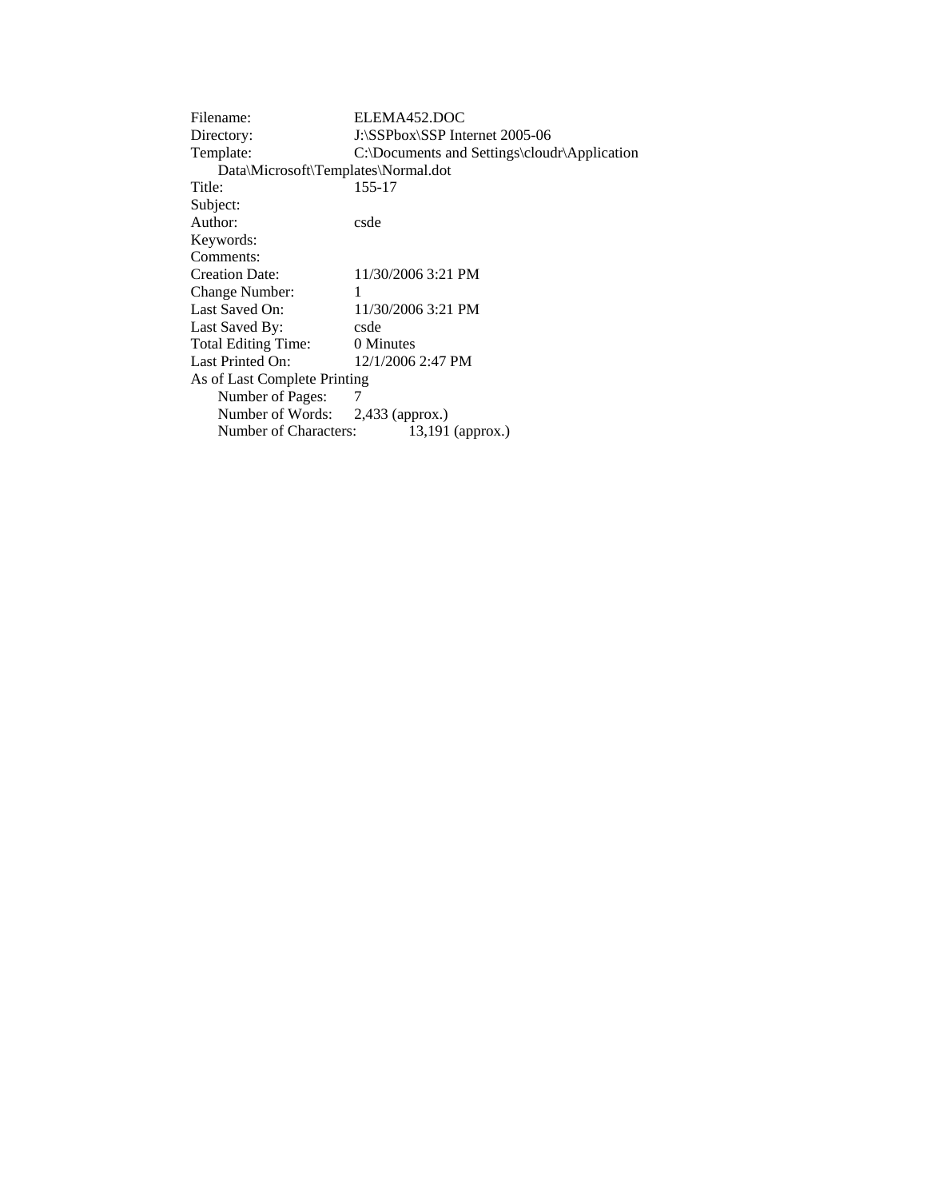Filename: ELEMA452.DOC
Directory: J:\SSPbox\SSP Internet 2005-06
Template: C:\Documents and Settings\cloudr\Application Data\Microsoft\Templates\Normal.dot
Title: 155-17
Subject:
Author: csde
Keywords:
Comments:
Creation Date: 11/30/2006 3:21 PM
Change Number: 1
Last Saved On: 11/30/2006 3:21 PM
Last Saved By: csde
Total Editing Time: 0 Minutes
Last Printed On: 12/1/2006 2:47 PM
As of Last Complete Printing
Number of Pages: 7
Number of Words: 2,433 (approx.)
Number of Characters: 13,191 (approx.)